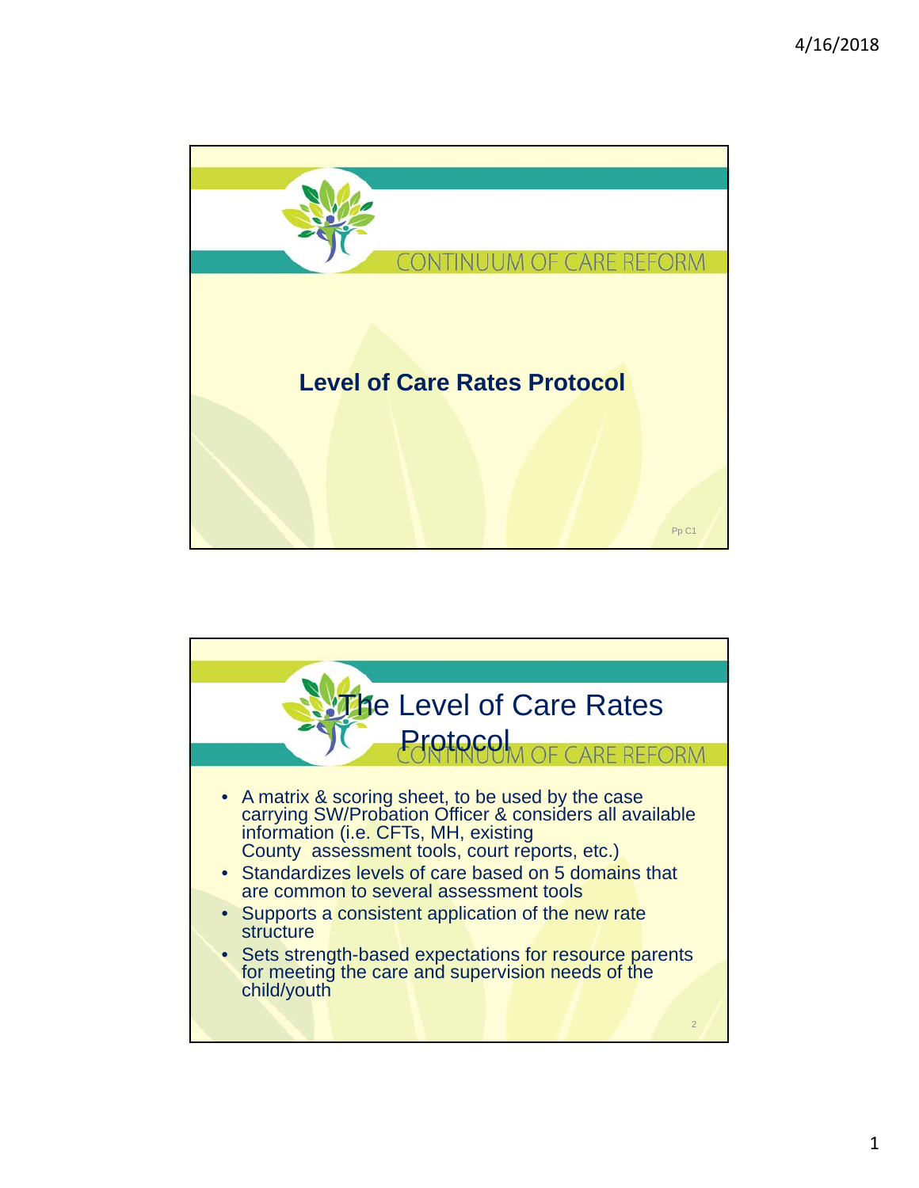CONTINUUM OF CARE REFORM

# Level of Care Rates Protocol

Pp C1

## The Level of Care Rates Protocol

CONTINUUM OF CARE REFORM

- A matrix & scoring sheet, to be used by the case carrying SW/Probation Officer & considers all available information (i.e. CFTs, MH, existing County assessment tools, court reports, etc.)
- Standardizes levels of care based on 5 domains that are common to several assessment tools
- Supports a consistent application of the new rate structure
- Sets strength-based expectations for resource parents for meeting the care and supervision needs of the child/youth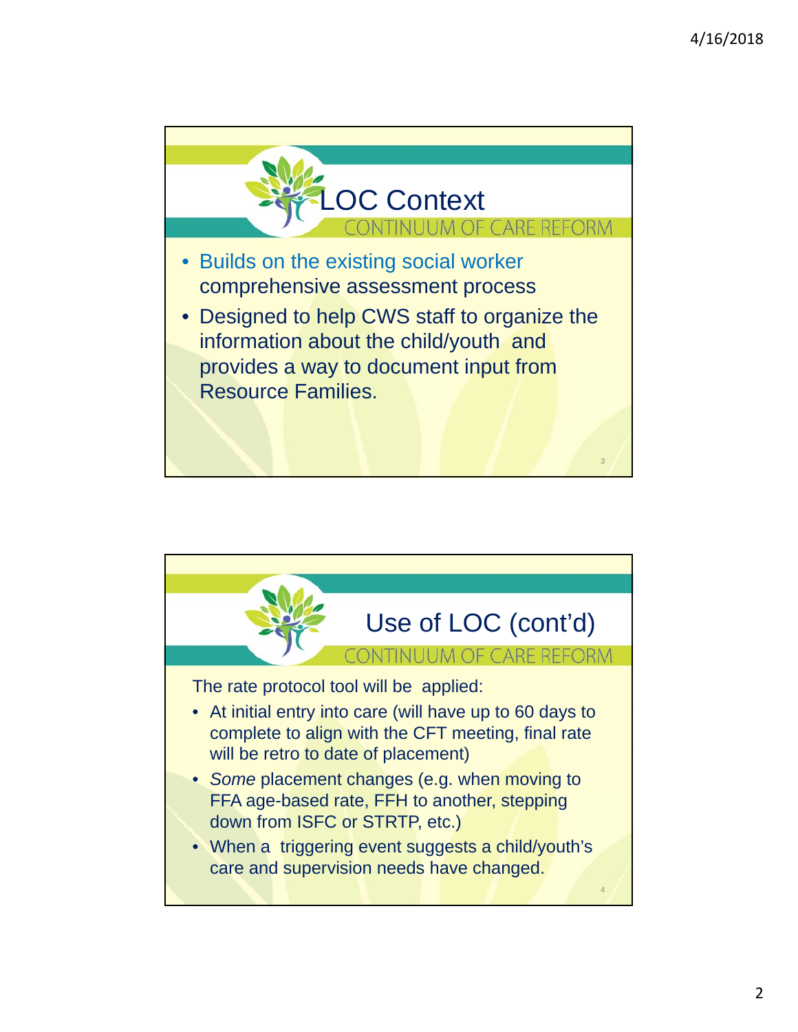## LOC Context

CONTINUUM OF CARE REFORM

- Builds on the existing social worker comprehensive assessment process
- Designed to help CWS staff to organize the information about the child/youth and provides a way to document input from Resource Families.

## Use of LOC (cont'd)

CONTINUUM OF CARE REFORM

The rate protocol tool will be applied:

- At initial entry into care (will have up to 60 days to complete to align with the CFT meeting, final rate will be retro to date of placement)
- *Some* placement changes (e.g. when moving to FFA age-based rate, FFH to another, stepping down from ISFC or STRTP, etc.)
- When a triggering event suggests a child/youth's care and supervision needs have changed.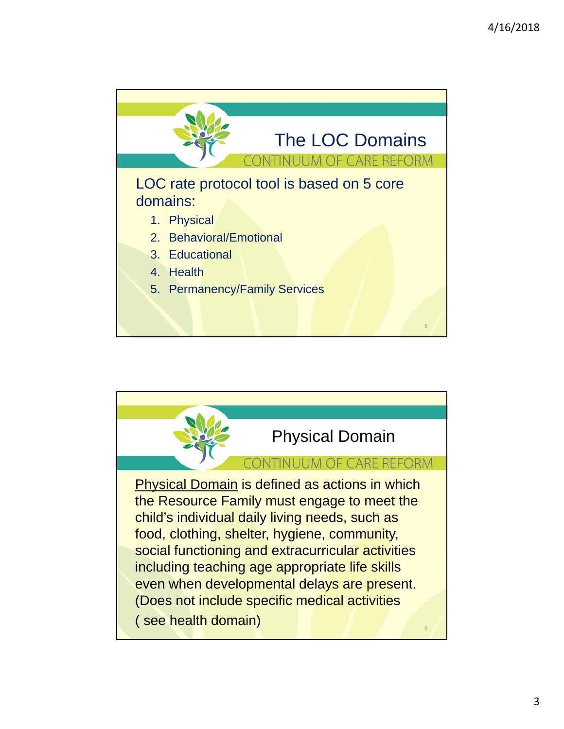## The LOC Domains

CONTINUUM OF CARE REFORM

LOC rate protocol tool is based on 5 core domains:

1. Physical
2. Behavioral/Emotional
3. Educational
4. Health
5. Permanency/Family Services

## Physical Domain

CONTINUUM OF CARE REFORM

Physical Domain is defined as actions in which the Resource Family must engage to meet the child's individual daily living needs, such as food, clothing, shelter, hygiene, community, social functioning and extracurricular activities including teaching age appropriate life skills even when developmental delays are present. (Does not include specific medical activities ( see health domain)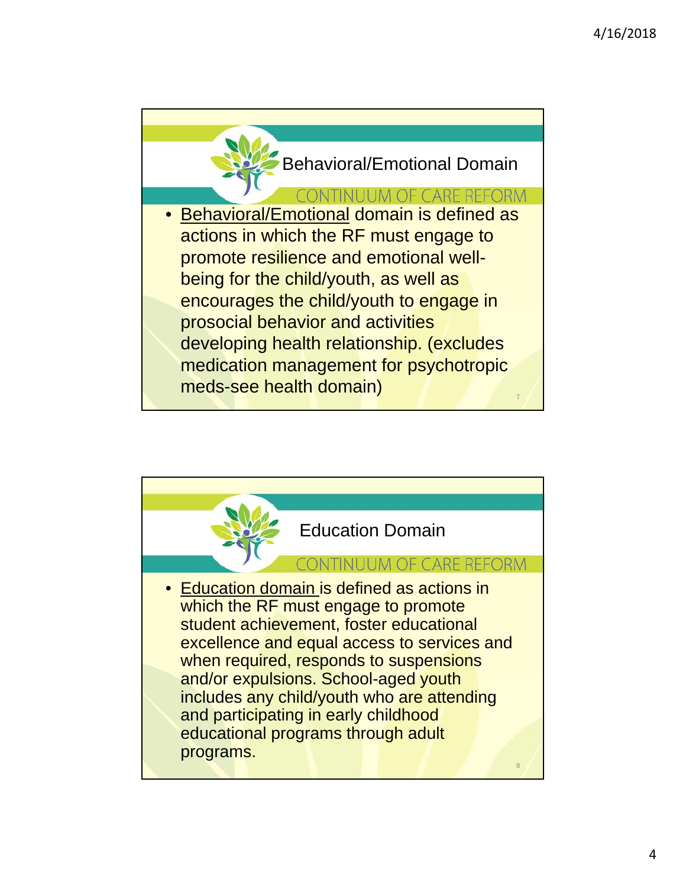## Behavioral/Emotional Domain

CONTINUUM OF CARE REFORM

- Behavioral/Emotional domain is defined as actions in which the RF must engage to promote resilience and emotional well-being for the child/youth, as well as encourages the child/youth to engage in prosocial behavior and activities developing health relationship. (excludes medication management for psychotropic meds-see health domain)

## Education Domain

CONTINUUM OF CARE REFORM

- Education domain is defined as actions in which the RF must engage to promote student achievement, foster educational excellence and equal access to services and when required, responds to suspensions and/or expulsions. School-aged youth includes any child/youth who are attending and participating in early childhood educational programs through adult programs.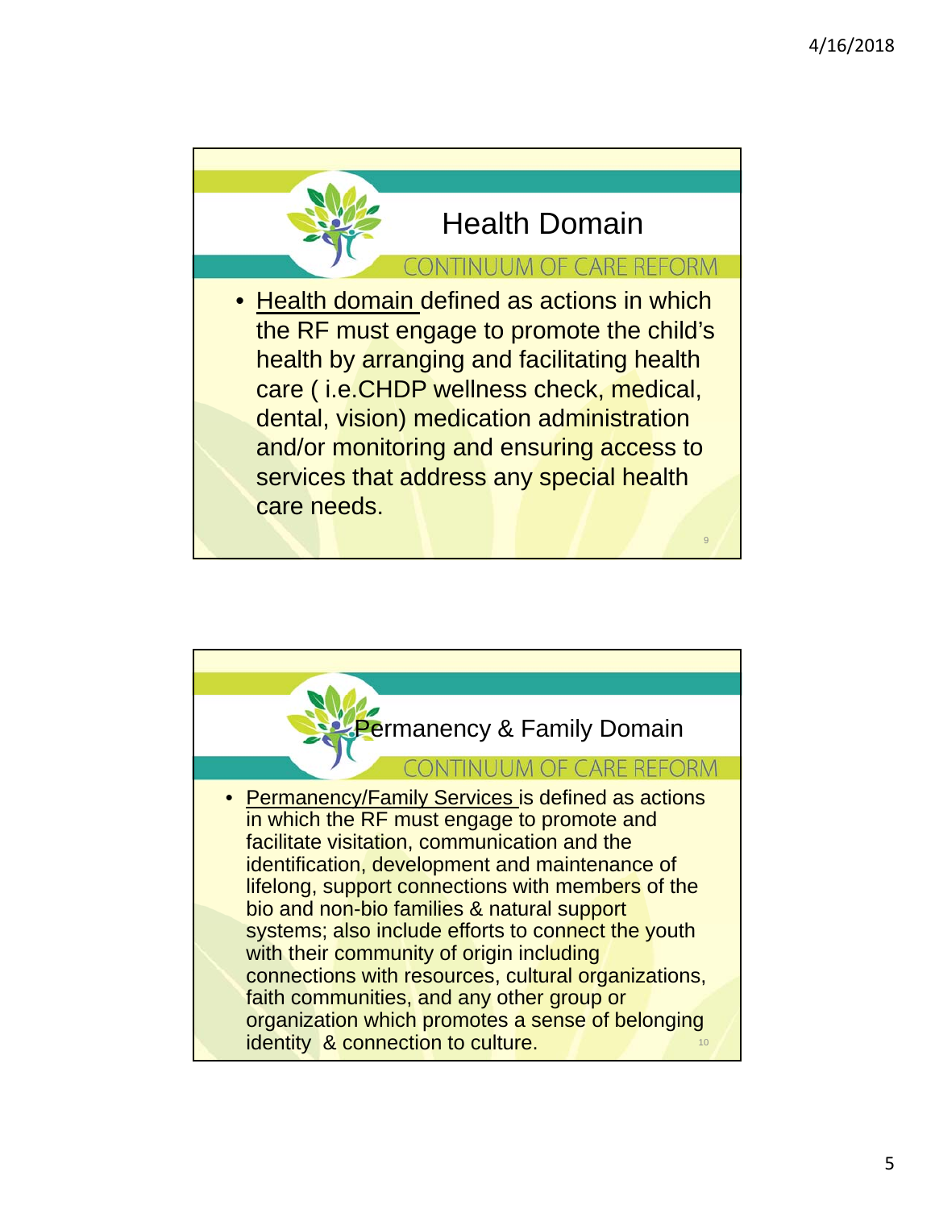## Health Domain

CONTINUUM OF CARE REFORM

- Health domain defined as actions in which the RF must engage to promote the child's health by arranging and facilitating health care ( i.e.CHDP wellness check, medical, dental, vision) medication administration and/or monitoring and ensuring access to services that address any special health care needs.

## Permanency & Family Domain

CONTINUUM OF CARE REFORM

- Permanency/Family Services is defined as actions in which the RF must engage to promote and facilitate visitation, communication and the identification, development and maintenance of lifelong, support connections with members of the bio and non-bio families & natural support systems; also include efforts to connect the youth with their community of origin including connections with resources, cultural organizations, faith communities, and any other group or organization which promotes a sense of belonging identity & connection to culture.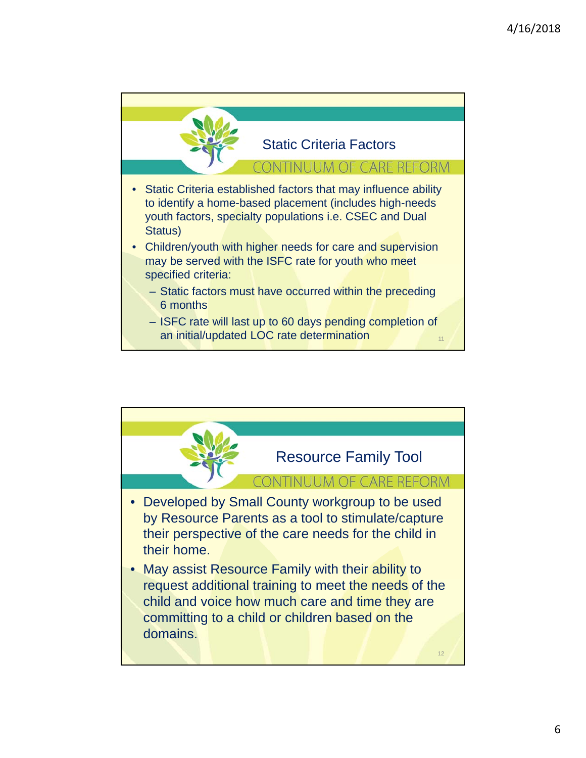## Static Criteria Factors

CONTINUUM OF CARE REFORM

- Static Criteria established factors that may influence ability to identify a home-based placement (includes high-needs youth factors, specialty populations i.e. CSEC and Dual Status)
- Children/youth with higher needs for care and supervision may be served with the ISFC rate for youth who meet specified criteria:
  - Static factors must have occurred within the preceding 6 months
  - ISFC rate will last up to 60 days pending completion of an initial/updated LOC rate determination

## Resource Family Tool

CONTINUUM OF CARE REFORM

- Developed by Small County workgroup to be used by Resource Parents as a tool to stimulate/capture their perspective of the care needs for the child in their home.
- May assist Resource Family with their ability to request additional training to meet the needs of the child and voice how much care and time they are committing to a child or children based on the domains.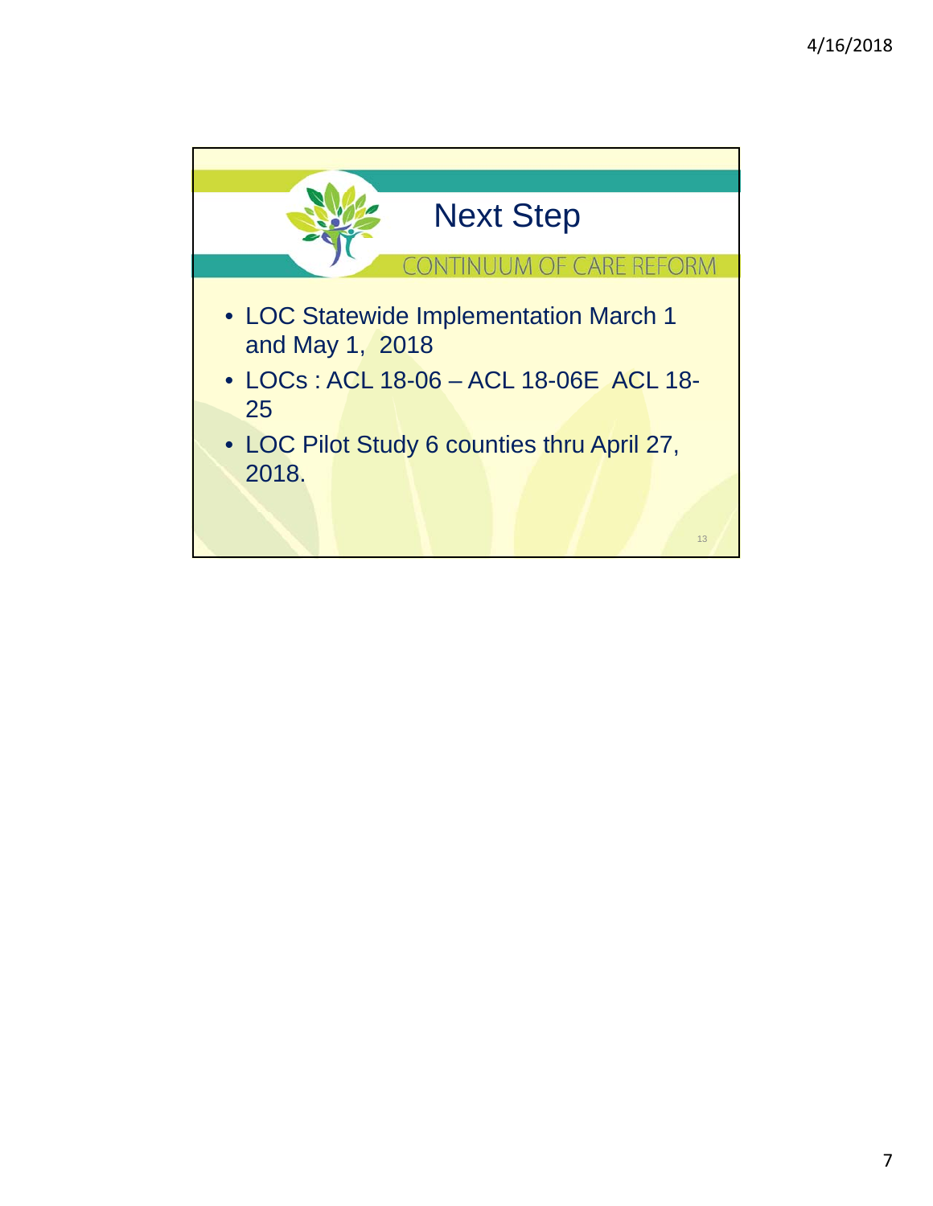# Next Step

CONTINUUM OF CARE REFORM

- LOC Statewide Implementation March 1 and May 1, 2018
- LOCs : ACL 18-06 – ACL 18-06E ACL 18-25
- LOC Pilot Study 6 counties thru April 27, 2018.